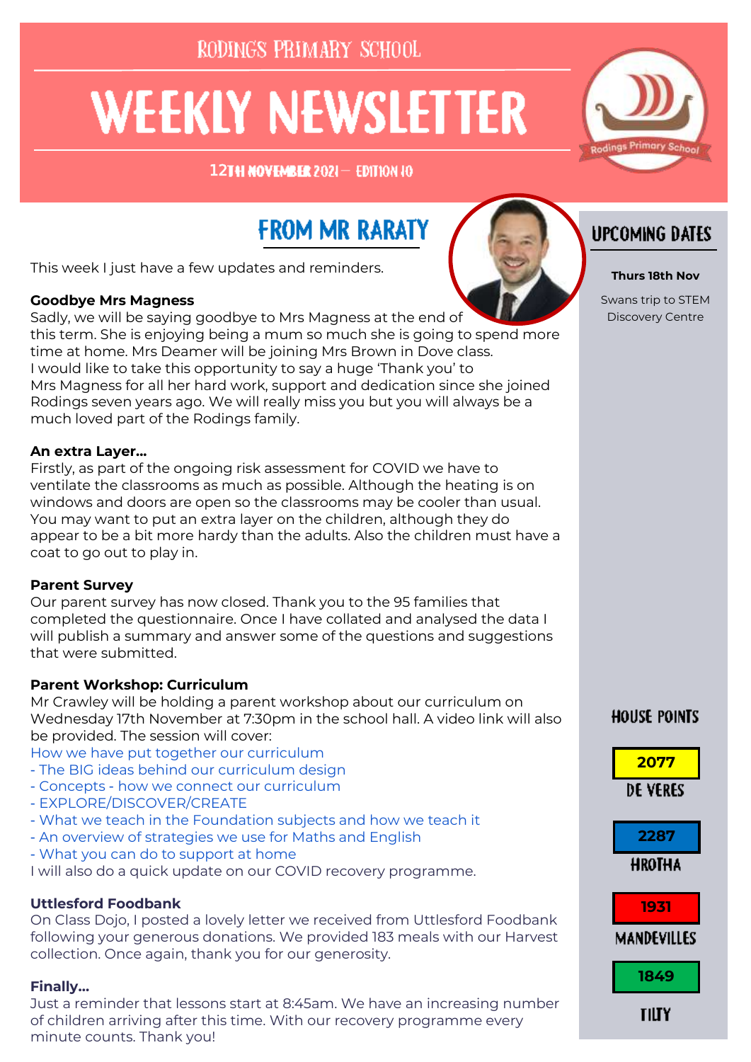RODINGS PRIMARY SCHOOL

# WEEKLY NEWSLETTER

12TH NOVEMBER 2021 – EDITION 10

## FROM MR RARATY

This week I just have a few updates and reminders.

**Goodbye Mrs Magness**
Sadly, we will be saying goodbye to Mrs Magness at the end of this term. She is enjoying being a mum so much she is going to spend more time at home. Mrs Deamer will be joining Mrs Brown in Dove class.
I would like to take this opportunity to say a huge 'Thank you' to Mrs Magness for all her hard work, support and dedication since she joined Rodings seven years ago. We will really miss you but you will always be a much loved part of the Rodings family.

**An extra Layer...**
Firstly, as part of the ongoing risk assessment for COVID we have to ventilate the classrooms as much as possible. Although the heating is on windows and doors are open so the classrooms may be cooler than usual. You may want to put an extra layer on the children, although they do appear to be a bit more hardy than the adults. Also the children must have a coat to go out to play in.

**Parent Survey**
Our parent survey has now closed. Thank you to the 95 families that completed the questionnaire. Once I have collated and analysed the data I will publish a summary and answer some of the questions and suggestions that were submitted.

**Parent Workshop: Curriculum**
Mr Crawley will be holding a parent workshop about our curriculum on Wednesday 17th November at 7:30pm in the school hall. A video link will also be provided. The session will cover:
How we have put together our curriculum
- The BIG ideas behind our curriculum design
- Concepts - how we connect our curriculum
- EXPLORE/DISCOVER/CREATE
- What we teach in the Foundation subjects and how we teach it
- An overview of strategies we use for Maths and English
- What you can do to support at home

I will also do a quick update on our COVID recovery programme.

**Uttlesford Foodbank**
On Class Dojo, I posted a lovely letter we received from Uttlesford Foodbank following your generous donations. We provided 183 meals with our Harvest collection. Once again, thank you for our generosity.

**Finally...**
Just a reminder that lessons start at 8:45am. We have an increasing number of children arriving after this time. With our recovery programme every minute counts. Thank you!

## UPCOMING DATES

**Thurs 18th Nov**

Swans trip to STEM Discovery Centre

## HOUSE POINTS

| House | Points |
|---|---|
| DE VERES | 2077 |
| HROTHA | 2287 |
| MANDEVILLES | 1931 |
| TILTY | 1849 |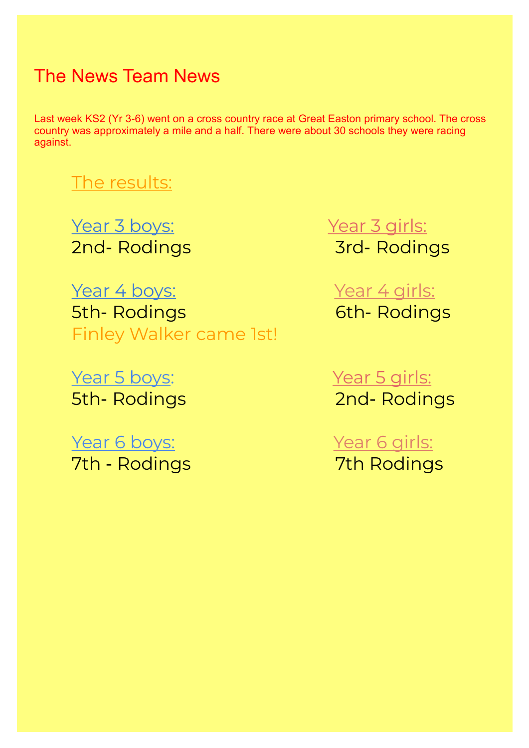# The News Team News

Last week KS2 (Yr 3-6) went on a cross country race at Great Easton primary school. The cross country was approximately a mile and a half. There were about 30 schools they were racing against.

## The results:

**Year 3 boys:**
2nd- Rodings

**Year 3 girls:**
3rd- Rodings

**Year 4 boys:**
5th- Rodings
Finley Walker came 1st!

**Year 4 girls:**
6th- Rodings

**Year 5 boys:**
5th- Rodings

**Year 5 girls:**
2nd- Rodings

**Year 6 boys:**
7th - Rodings

**Year 6 girls:**
7th Rodings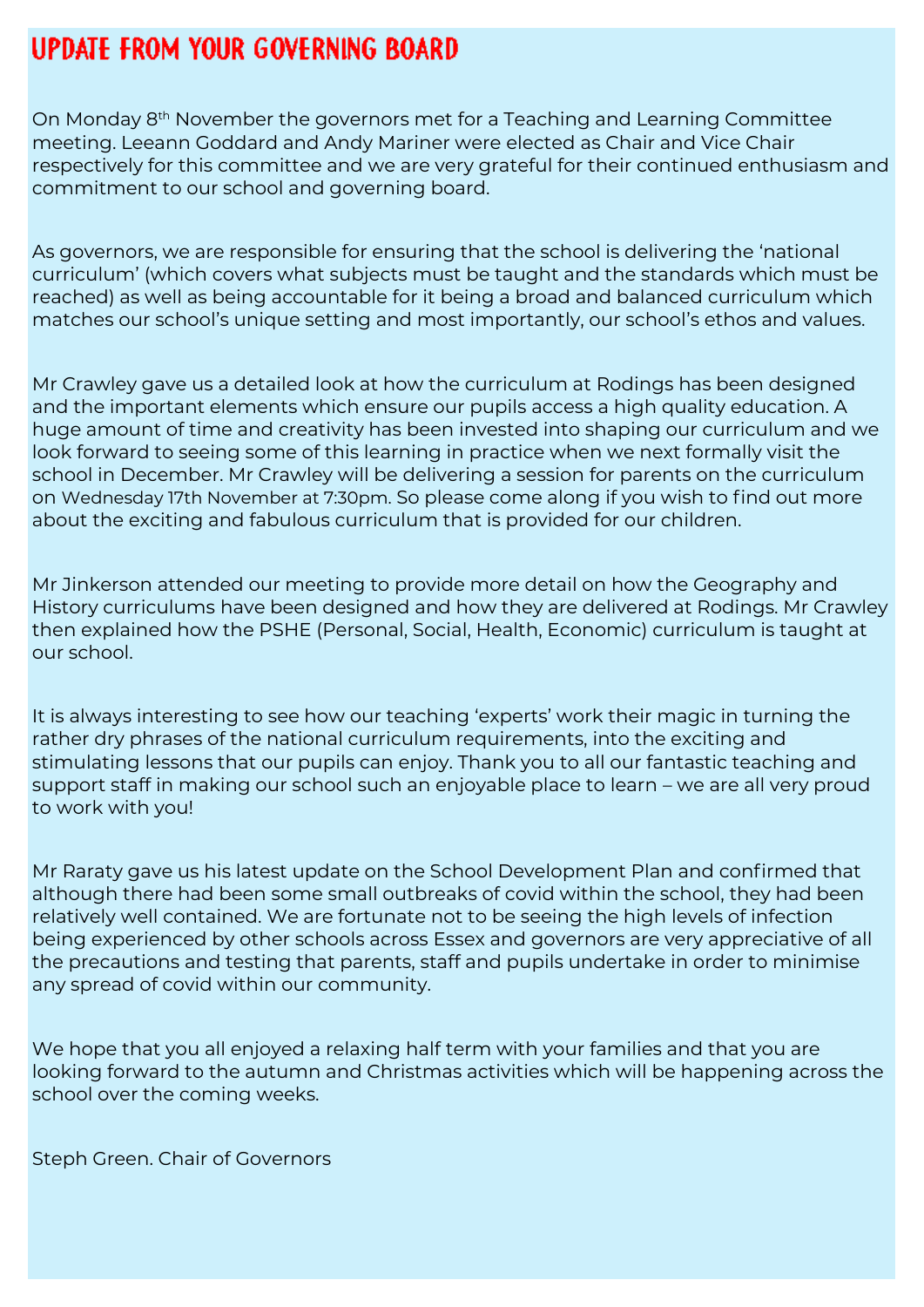# UPDATE FROM YOUR GOVERNING BOARD

On Monday 8th November the governors met for a Teaching and Learning Committee meeting. Leeann Goddard and Andy Mariner were elected as Chair and Vice Chair respectively for this committee and we are very grateful for their continued enthusiasm and commitment to our school and governing board.

As governors, we are responsible for ensuring that the school is delivering the 'national curriculum' (which covers what subjects must be taught and the standards which must be reached) as well as being accountable for it being a broad and balanced curriculum which matches our school's unique setting and most importantly, our school's ethos and values.

Mr Crawley gave us a detailed look at how the curriculum at Rodings has been designed and the important elements which ensure our pupils access a high quality education. A huge amount of time and creativity has been invested into shaping our curriculum and we look forward to seeing some of this learning in practice when we next formally visit the school in December. Mr Crawley will be delivering a session for parents on the curriculum on Wednesday 17th November at 7:30pm. So please come along if you wish to find out more about the exciting and fabulous curriculum that is provided for our children.

Mr Jinkerson attended our meeting to provide more detail on how the Geography and History curriculums have been designed and how they are delivered at Rodings. Mr Crawley then explained how the PSHE (Personal, Social, Health, Economic) curriculum is taught at our school.

It is always interesting to see how our teaching 'experts' work their magic in turning the rather dry phrases of the national curriculum requirements, into the exciting and stimulating lessons that our pupils can enjoy. Thank you to all our fantastic teaching and support staff in making our school such an enjoyable place to learn – we are all very proud to work with you!

Mr Raraty gave us his latest update on the School Development Plan and confirmed that although there had been some small outbreaks of covid within the school, they had been relatively well contained. We are fortunate not to be seeing the high levels of infection being experienced by other schools across Essex and governors are very appreciative of all the precautions and testing that parents, staff and pupils undertake in order to minimise any spread of covid within our community.

We hope that you all enjoyed a relaxing half term with your families and that you are looking forward to the autumn and Christmas activities which will be happening across the school over the coming weeks.

Steph Green. Chair of Governors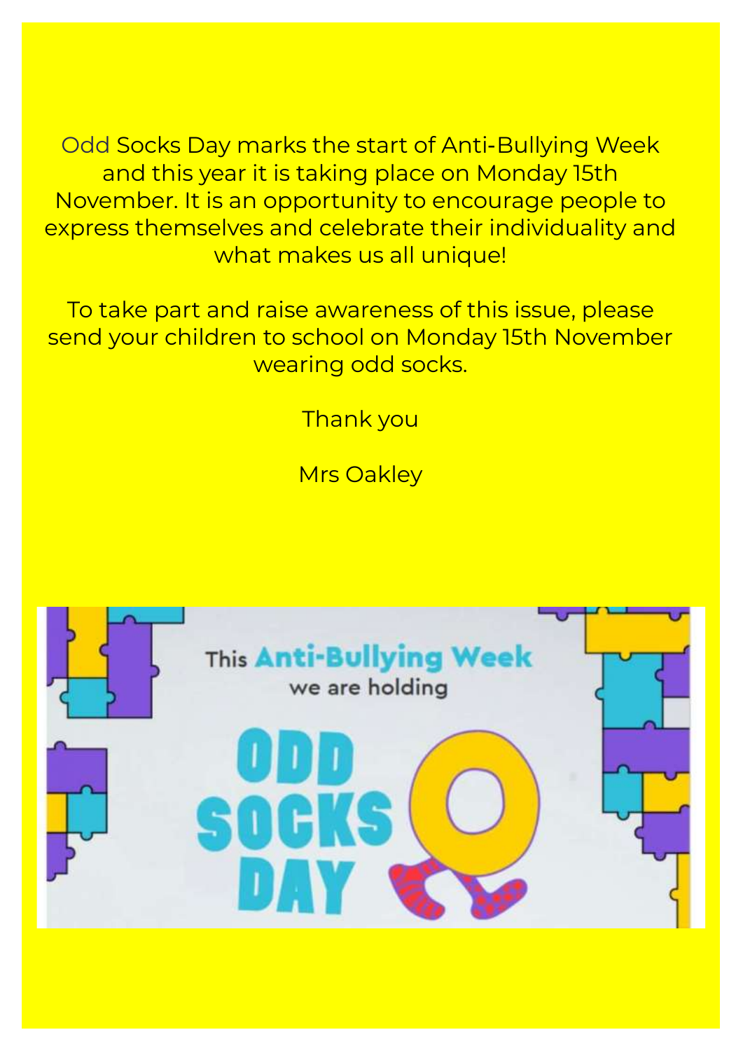Odd Socks Day marks the start of Anti-Bullying Week and this year it is taking place on Monday 15th November. It is an opportunity to encourage people to express themselves and celebrate their individuality and what makes us all unique!

To take part and raise awareness of this issue, please send your children to school on Monday 15th November wearing odd socks.

Thank you

Mrs Oakley

This **Anti-Bullying Week** we are holding

**ODD SOCKS DAY**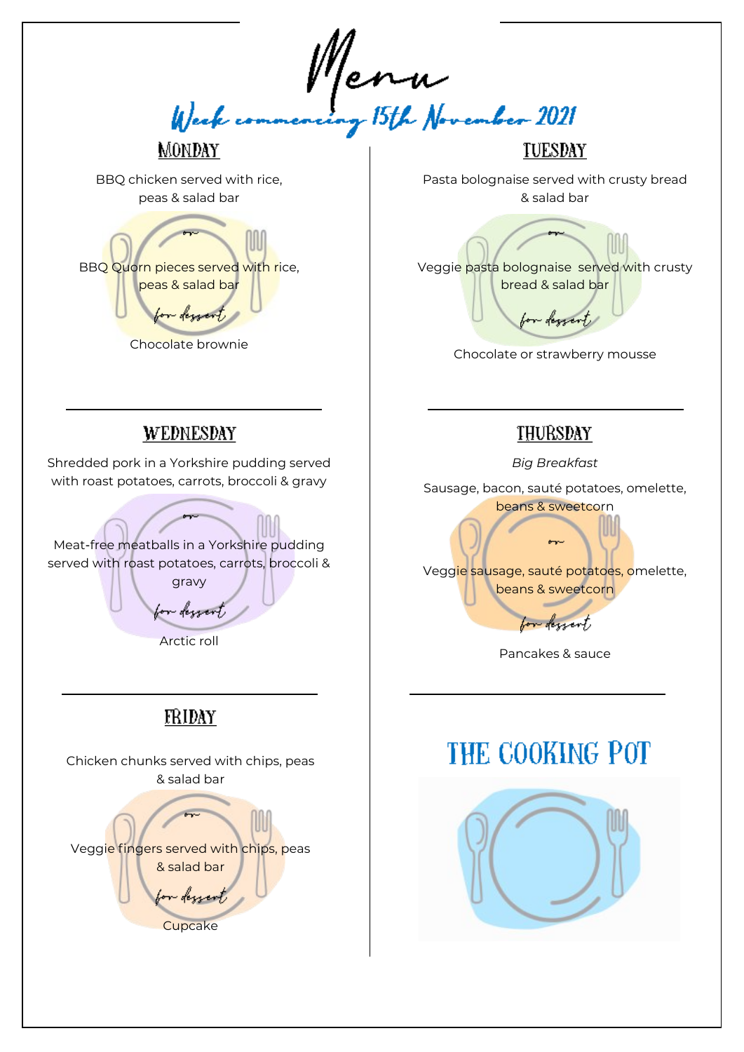# Menu

## Week commencing 15th November 2021

### MONDAY

BBQ chicken served with rice, peas & salad bar

or

BBQ Quorn pieces served with rice, peas & salad bar

*for dessert*

Chocolate brownie

### TUESDAY

Pasta bolognaise served with crusty bread & salad bar

or

Veggie pasta bolognaise served with crusty bread & salad bar

*for dessert*

Chocolate or strawberry mousse

### WEDNESDAY

Shredded pork in a Yorkshire pudding served with roast potatoes, carrots, broccoli & gravy

or

Meat-free meatballs in a Yorkshire pudding served with roast potatoes, carrots, broccoli & gravy

*for dessert*

Arctic roll

### THURSDAY

*Big Breakfast*

Sausage, bacon, sauté potatoes, omelette, beans & sweetcorn

or

Veggie sausage, sauté potatoes, omelette, beans & sweetcorn

*for dessert*

Pancakes & sauce

### FRIDAY

Chicken chunks served with chips, peas & salad bar

or

Veggie fingers served with chips, peas & salad bar

*for dessert*

Cupcake

## THE COOKING POT